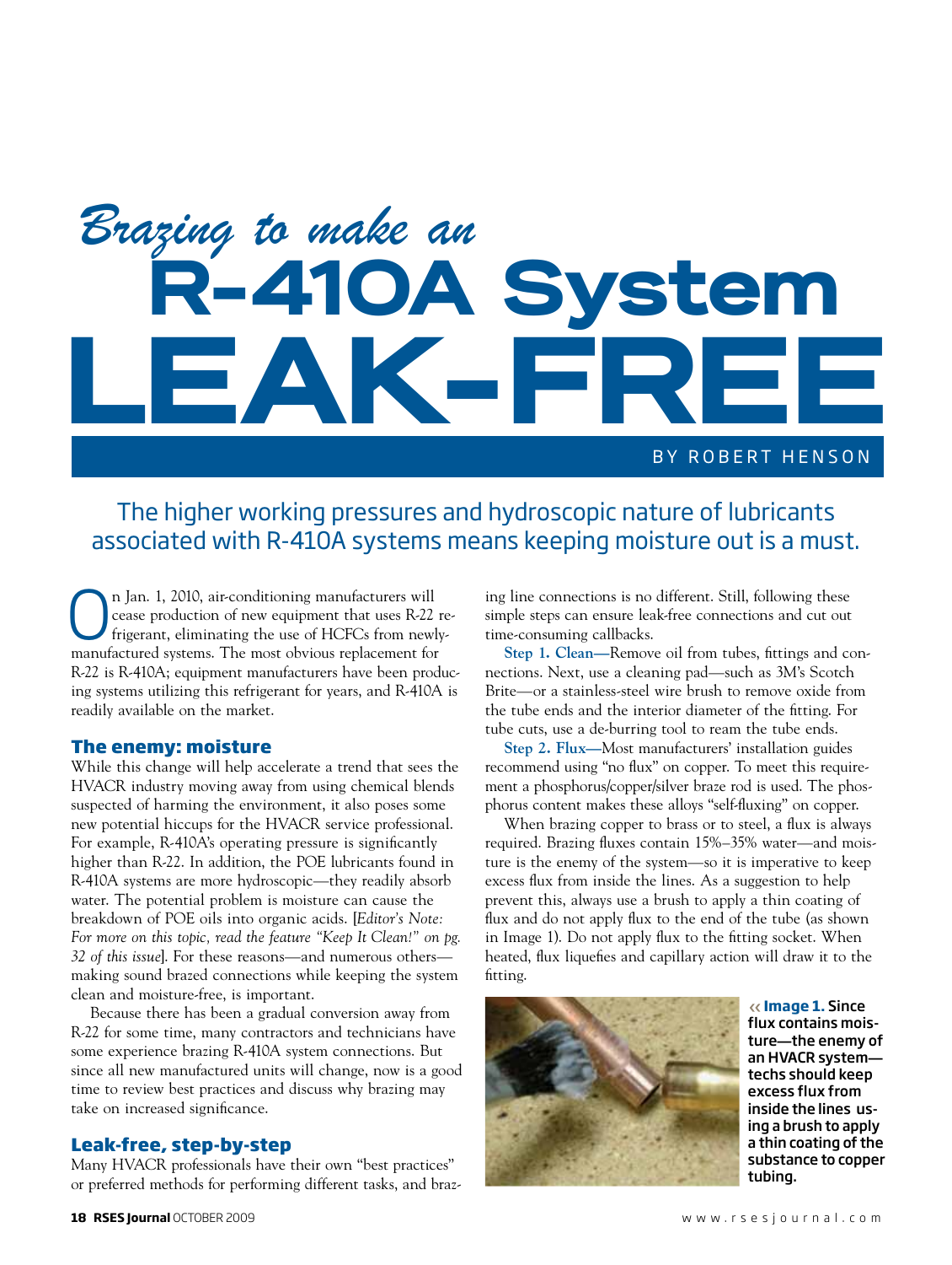# *Brazing to make an* R-410A System LEAK-FREE

BY ROBERT HENSON

The higher working pressures and hydroscopic nature of lubricants associated with R-410A systems means keeping moisture out is a must.

On Jan. 1, 2010, air-conditioning manufacturers will cease production of new equipment that uses R-22 refrigerant, eliminating the use of HCFCs from newly-manufactured systems. The most obvious replacement for R-22 is R-410A; equipment manufacturers have been producing systems utilizing this refrigerant for years, and R-410A is readily available on the market.

## The enemy: moisture

While this change will help accelerate a trend that sees the HVACR industry moving away from using chemical blends suspected of harming the environment, it also poses some new potential hiccups for the HVACR service professional. For example, R-410A's operating pressure is significantly higher than R-22. In addition, the POE lubricants found in R-410A systems are more hydroscopic—they readily absorb water. The potential problem is moisture can cause the breakdown of POE oils into organic acids. [*Editor's Note: For more on this topic, read the feature "Keep It Clean!" on pg. 32 of this issue*]. For these reasons—and numerous others—making sound brazed connections while keeping the system clean and moisture-free, is important.

Because there has been a gradual conversion away from R-22 for some time, many contractors and technicians have some experience brazing R-410A system connections. But since all new manufactured units will change, now is a good time to review best practices and discuss why brazing may take on increased significance.

## Leak-free, step-by-step

Many HVACR professionals have their own "best practices" or preferred methods for performing different tasks, and brazing line connections is no different. Still, following these simple steps can ensure leak-free connections and cut out time-consuming callbacks.

**Step 1. Clean—**Remove oil from tubes, fittings and connections. Next, use a cleaning pad—such as 3M's Scotch Brite—or a stainless-steel wire brush to remove oxide from the tube ends and the interior diameter of the fitting. For tube cuts, use a de-burring tool to ream the tube ends.

**Step 2. Flux—**Most manufacturers' installation guides recommend using "no flux" on copper. To meet this requirement a phosphorus/copper/silver braze rod is used. The phosphorus content makes these alloys "self-fluxing" on copper.

When brazing copper to brass or to steel, a flux is always required. Brazing fluxes contain 15%–35% water—and moisture is the enemy of the system—so it is imperative to keep excess flux from inside the lines. As a suggestion to help prevent this, always use a brush to apply a thin coating of flux and do not apply flux to the end of the tube (as shown in Image 1). Do not apply flux to the fitting socket. When heated, flux liquefies and capillary action will draw it to the fitting.

**Image 1.** Since flux contains moisture—the enemy of an HVACR system—techs should keep excess flux from inside the lines using a brush to apply a thin coating of the substance to copper tubing.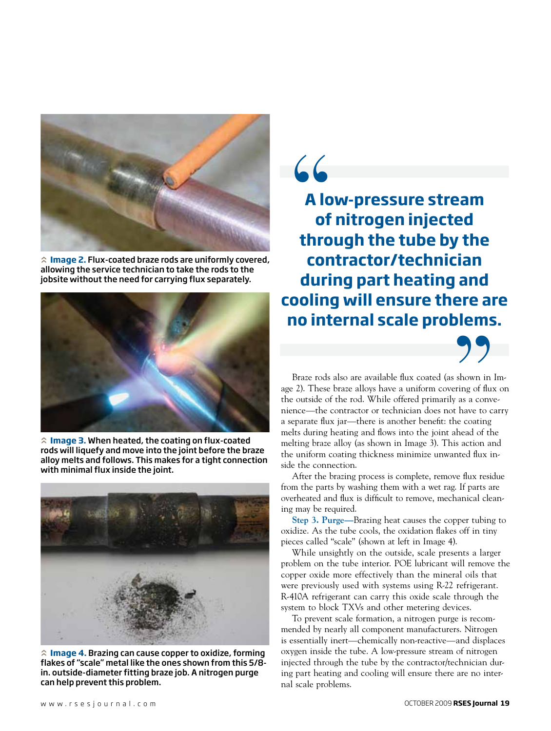Image 2. Flux-coated braze rods are uniformly covered, allowing the service technician to take the rods to the jobsite without the need for carrying flux separately.

Image 3. When heated, the coating on flux-coated rods will liquefy and move into the joint before the braze alloy melts and follows. This makes for a tight connection with minimal flux inside the joint.

Image 4. Brazing can cause copper to oxidize, forming flakes of "scale" metal like the ones shown from this 5/8-in. outside-diameter fitting braze job. A nitrogen purge can help prevent this problem.

> **"A low-pressure stream of nitrogen injected through the tube by the contractor/technician during part heating and cooling will ensure there are no internal scale problems."**

Braze rods also are available flux coated (as shown in Image 2). These braze alloys have a uniform covering of flux on the outside of the rod. While offered primarily as a convenience—the contractor or technician does not have to carry a separate flux jar—there is another benefit: the coating melts during heating and flows into the joint ahead of the melting braze alloy (as shown in Image 3). This action and the uniform coating thickness minimize unwanted flux inside the connection.

After the brazing process is complete, remove flux residue from the parts by washing them with a wet rag. If parts are overheated and flux is difficult to remove, mechanical cleaning may be required.

**Step 3. Purge—**Brazing heat causes the copper tubing to oxidize. As the tube cools, the oxidation flakes off in tiny pieces called "scale" (shown at left in Image 4).

While unsightly on the outside, scale presents a larger problem on the tube interior. POE lubricant will remove the copper oxide more effectively than the mineral oils that were previously used with systems using R-22 refrigerant. R-410A refrigerant can carry this oxide scale through the system to block TXVs and other metering devices.

To prevent scale formation, a nitrogen purge is recommended by nearly all component manufacturers. Nitrogen is essentially inert—chemically non-reactive—and displaces oxygen inside the tube. A low-pressure stream of nitrogen injected through the tube by the contractor/technician during part heating and cooling will ensure there are no internal scale problems.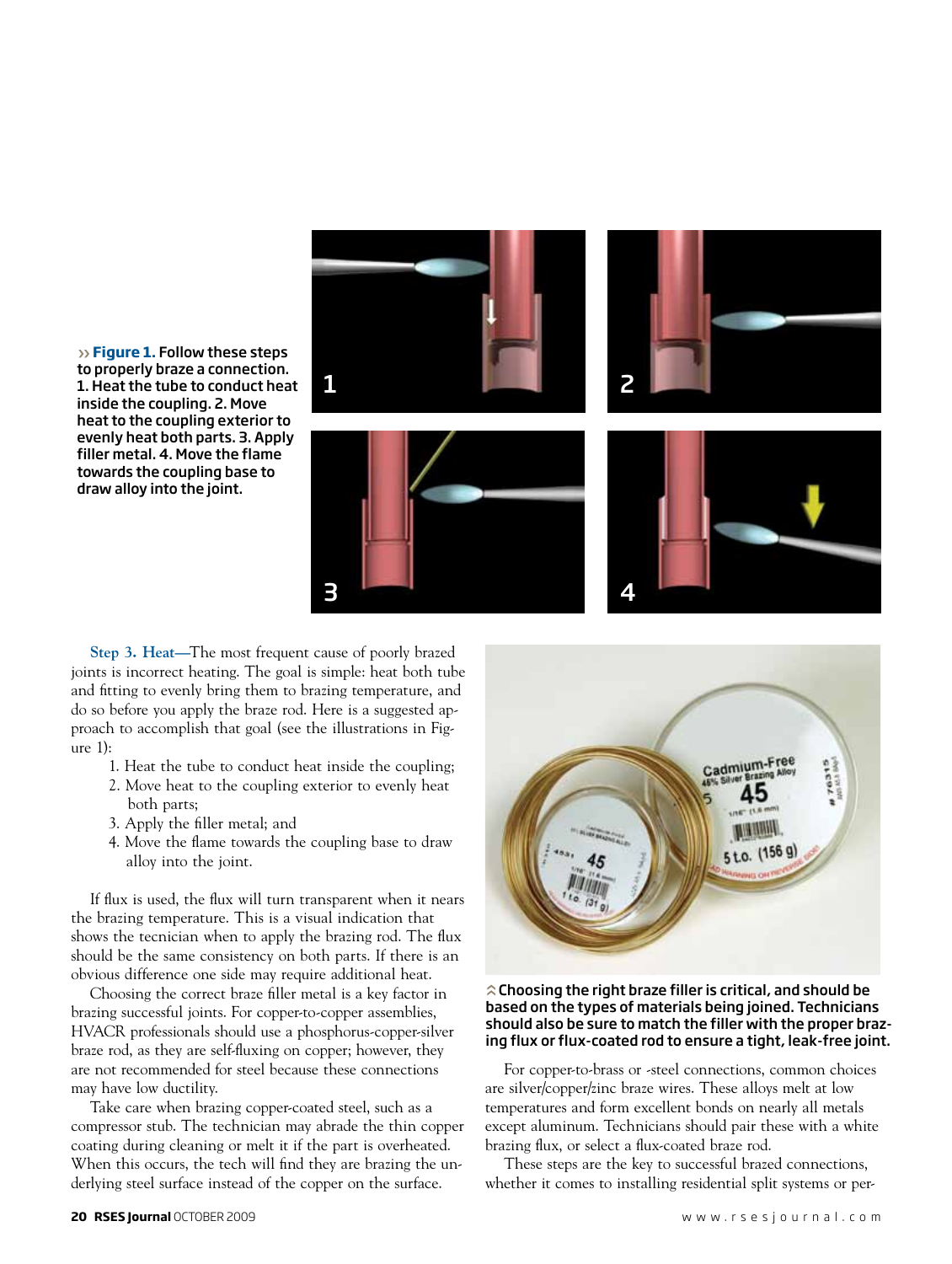» **Figure 1.** Follow these steps to properly braze a connection. 1. Heat the tube to conduct heat inside the coupling. 2. Move heat to the coupling exterior to evenly heat both parts. 3. Apply filler metal. 4. Move the flame towards the coupling base to draw alloy into the joint.

**Step 3. Heat—**The most frequent cause of poorly brazed joints is incorrect heating. The goal is simple: heat both tube and fitting to evenly bring them to brazing temperature, and do so before you apply the braze rod. Here is a suggested approach to accomplish that goal (see the illustrations in Figure 1):

1. Heat the tube to conduct heat inside the coupling;
2. Move heat to the coupling exterior to evenly heat both parts;
3. Apply the filler metal; and
4. Move the flame towards the coupling base to draw alloy into the joint.

If flux is used, the flux will turn transparent when it nears the brazing temperature. This is a visual indication that shows the tecnician when to apply the brazing rod. The flux should be the same consistency on both parts. If there is an obvious difference one side may require additional heat.

Choosing the correct braze filler metal is a key factor in brazing successful joints. For copper-to-copper assemblies, HVACR professionals should use a phosphorus-copper-silver braze rod, as they are self-fluxing on copper; however, they are not recommended for steel because these connections may have low ductility.

Take care when brazing copper-coated steel, such as a compressor stub. The technician may abrade the thin copper coating during cleaning or melt it if the part is overheated. When this occurs, the tech will find they are brazing the underlying steel surface instead of the copper on the surface.

Choosing the right braze filler is critical, and should be based on the types of materials being joined. Technicians should also be sure to match the filler with the proper brazing flux or flux-coated rod to ensure a tight, leak-free joint.

For copper-to-brass or -steel connections, common choices are silver/copper/zinc braze wires. These alloys melt at low temperatures and form excellent bonds on nearly all metals except aluminum. Technicians should pair these with a white brazing flux, or select a flux-coated braze rod.

These steps are the key to successful brazed connections, whether it comes to installing residential split systems or per-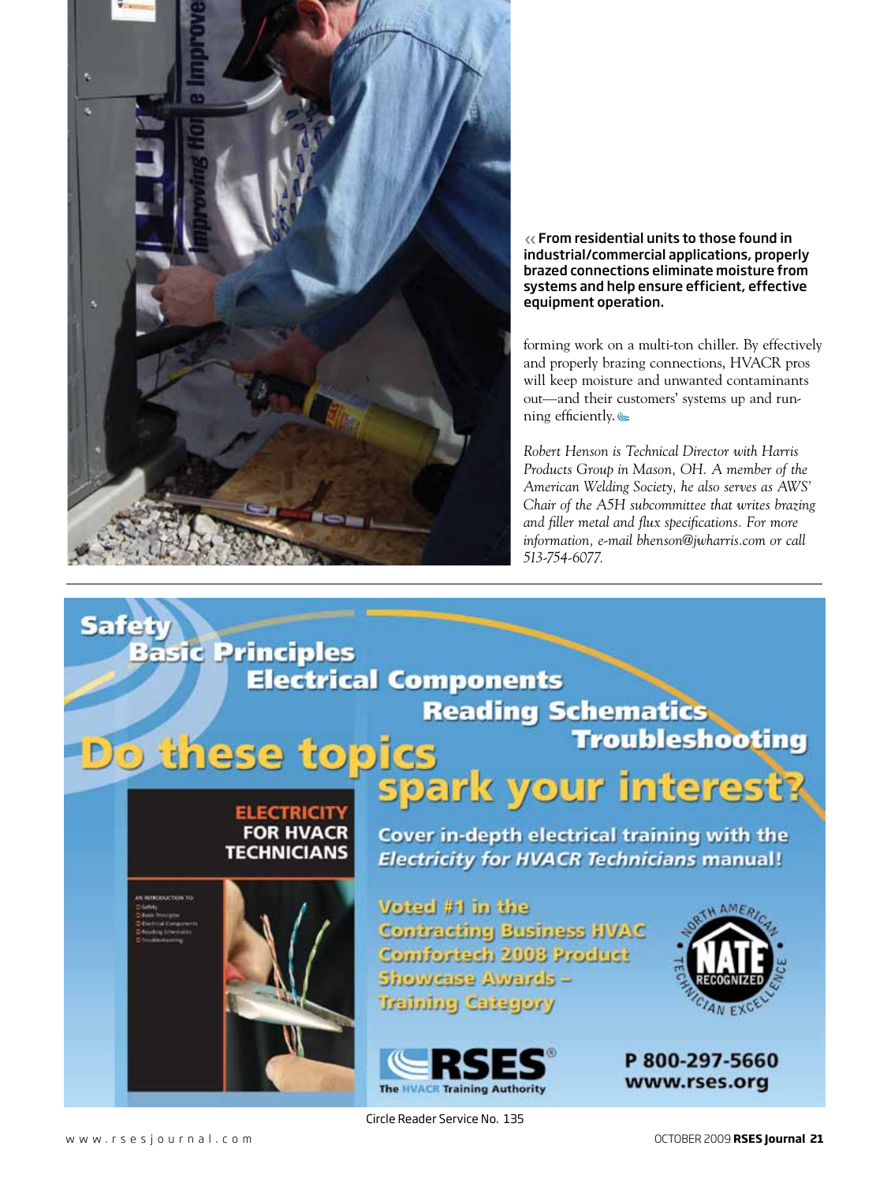**« From residential units to those found in industrial/commercial applications, properly brazed connections eliminate moisture from systems and help ensure efficient, effective equipment operation.**

forming work on a multi-ton chiller. By effectively and properly brazing connections, HVACR pros will keep moisture and unwanted contaminants out—and their customers' systems up and running efficiently.

*Robert Henson is Technical Director with Harris Products Group in Mason, OH. A member of the American Welding Society, he also serves as AWS' Chair of the A5H subcommittee that writes brazing and filler metal and flux specifications. For more information, e-mail bhenson@jwharris.com or call 513-754-6077.*

---

Safety
Basic Principles
Electrical Components
Reading Schematics
Troubleshooting

Do these topics spark your interest?

Cover in-depth electrical training with the *Electricity for HVACR Technicians* manual!

Voted #1 in the Contracting Business HVAC Comfortech 2008 Product Showcase Awards – Training Category

ELECTRICITY FOR HVACR TECHNICIANS

RSES The HVACR Training Authority

P 800-297-5660
www.rses.org

Circle Reader Service No. 135